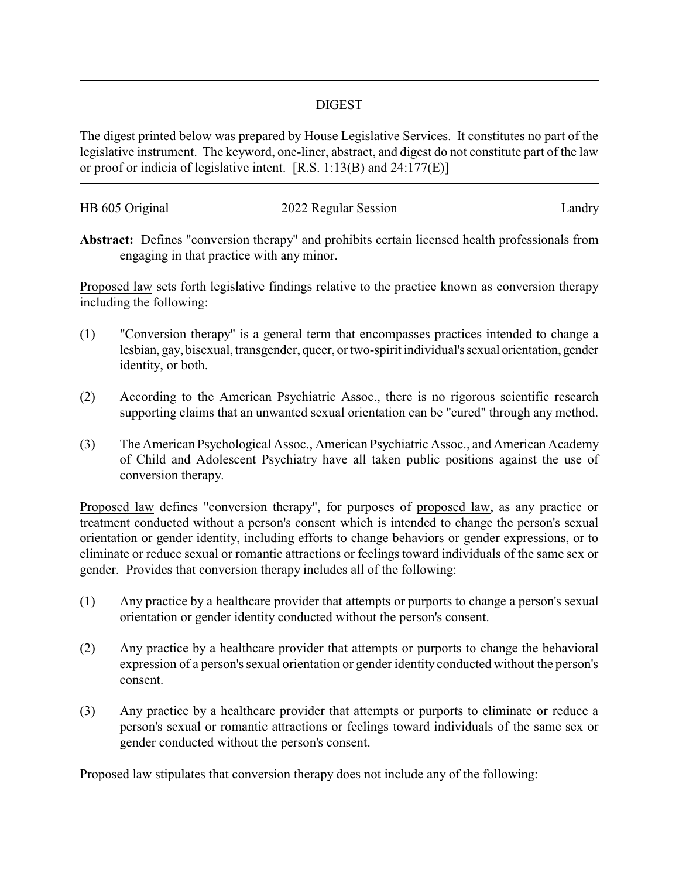## DIGEST

The digest printed below was prepared by House Legislative Services. It constitutes no part of the legislative instrument. The keyword, one-liner, abstract, and digest do not constitute part of the law or proof or indicia of legislative intent. [R.S. 1:13(B) and 24:177(E)]

HB 605 Original 2022 Regular Session Landry

**Abstract:** Defines "conversion therapy" and prohibits certain licensed health professionals from engaging in that practice with any minor.

Proposed law sets forth legislative findings relative to the practice known as conversion therapy including the following:

(1) "Conversion therapy" is a general term that encompasses practices intended to change a lesbian, gay, bisexual, transgender, queer, or two-spirit individual's sexual orientation, gender identity, or both.

(2) According to the American Psychiatric Assoc., there is no rigorous scientific research supporting claims that an unwanted sexual orientation can be "cured" through any method.

(3) The American Psychological Assoc., American Psychiatric Assoc., and American Academy of Child and Adolescent Psychiatry have all taken public positions against the use of conversion therapy.

Proposed law defines "conversion therapy", for purposes of proposed law, as any practice or treatment conducted without a person's consent which is intended to change the person's sexual orientation or gender identity, including efforts to change behaviors or gender expressions, or to eliminate or reduce sexual or romantic attractions or feelings toward individuals of the same sex or gender. Provides that conversion therapy includes all of the following:

(1) Any practice by a healthcare provider that attempts or purports to change a person's sexual orientation or gender identity conducted without the person's consent.

(2) Any practice by a healthcare provider that attempts or purports to change the behavioral expression of a person's sexual orientation or gender identity conducted without the person's consent.

(3) Any practice by a healthcare provider that attempts or purports to eliminate or reduce a person's sexual or romantic attractions or feelings toward individuals of the same sex or gender conducted without the person's consent.

Proposed law stipulates that conversion therapy does not include any of the following: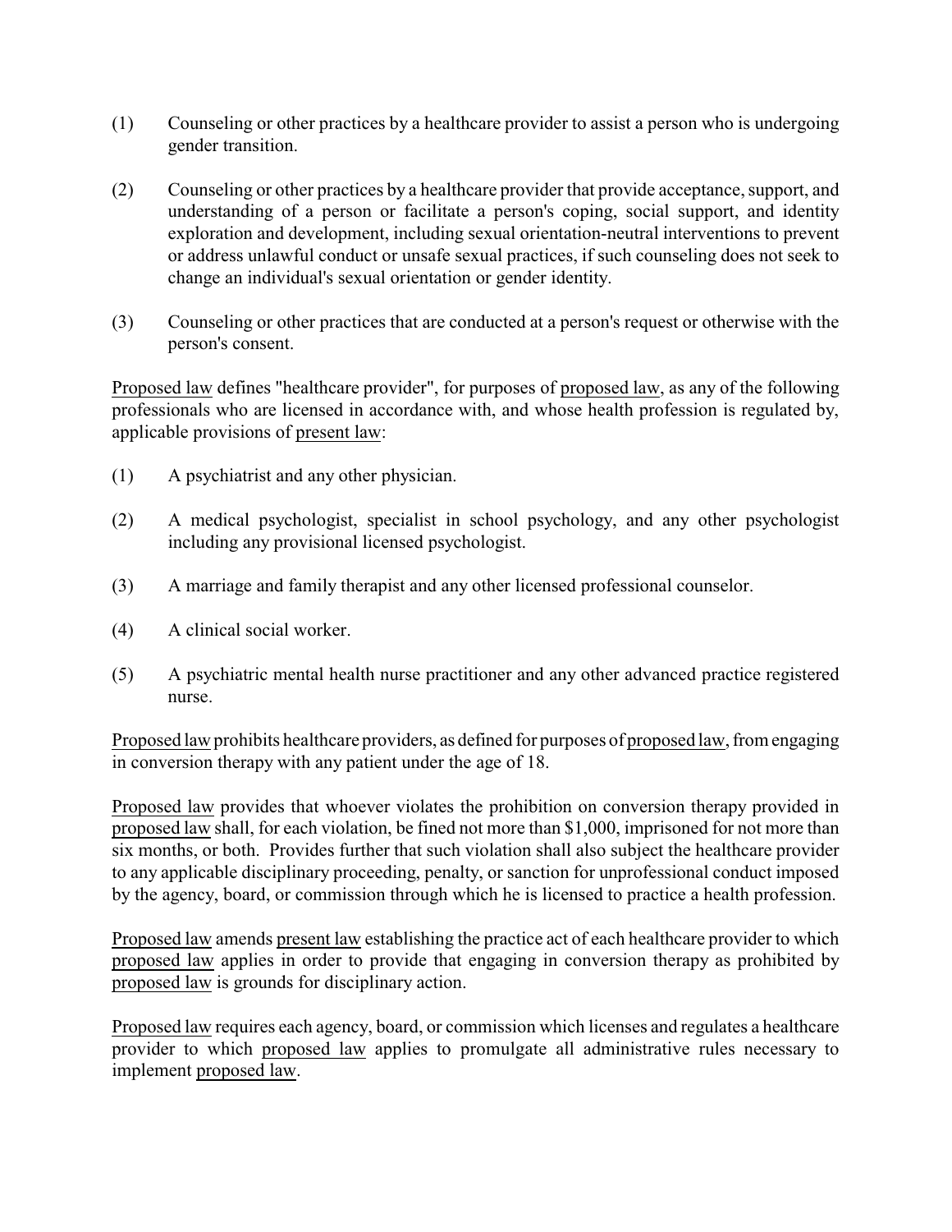(1) Counseling or other practices by a healthcare provider to assist a person who is undergoing gender transition.

(2) Counseling or other practices by a healthcare provider that provide acceptance, support, and understanding of a person or facilitate a person's coping, social support, and identity exploration and development, including sexual orientation-neutral interventions to prevent or address unlawful conduct or unsafe sexual practices, if such counseling does not seek to change an individual's sexual orientation or gender identity.

(3) Counseling or other practices that are conducted at a person's request or otherwise with the person's consent.

Proposed law defines "healthcare provider", for purposes of proposed law, as any of the following professionals who are licensed in accordance with, and whose health profession is regulated by, applicable provisions of present law:

(1) A psychiatrist and any other physician.

(2) A medical psychologist, specialist in school psychology, and any other psychologist including any provisional licensed psychologist.

(3) A marriage and family therapist and any other licensed professional counselor.

(4) A clinical social worker.

(5) A psychiatric mental health nurse practitioner and any other advanced practice registered nurse.

Proposed law prohibits healthcare providers, as defined for purposes of proposed law, from engaging in conversion therapy with any patient under the age of 18.

Proposed law provides that whoever violates the prohibition on conversion therapy provided in proposed law shall, for each violation, be fined not more than $1,000, imprisoned for not more than six months, or both. Provides further that such violation shall also subject the healthcare provider to any applicable disciplinary proceeding, penalty, or sanction for unprofessional conduct imposed by the agency, board, or commission through which he is licensed to practice a health profession.

Proposed law amends present law establishing the practice act of each healthcare provider to which proposed law applies in order to provide that engaging in conversion therapy as prohibited by proposed law is grounds for disciplinary action.

Proposed law requires each agency, board, or commission which licenses and regulates a healthcare provider to which proposed law applies to promulgate all administrative rules necessary to implement proposed law.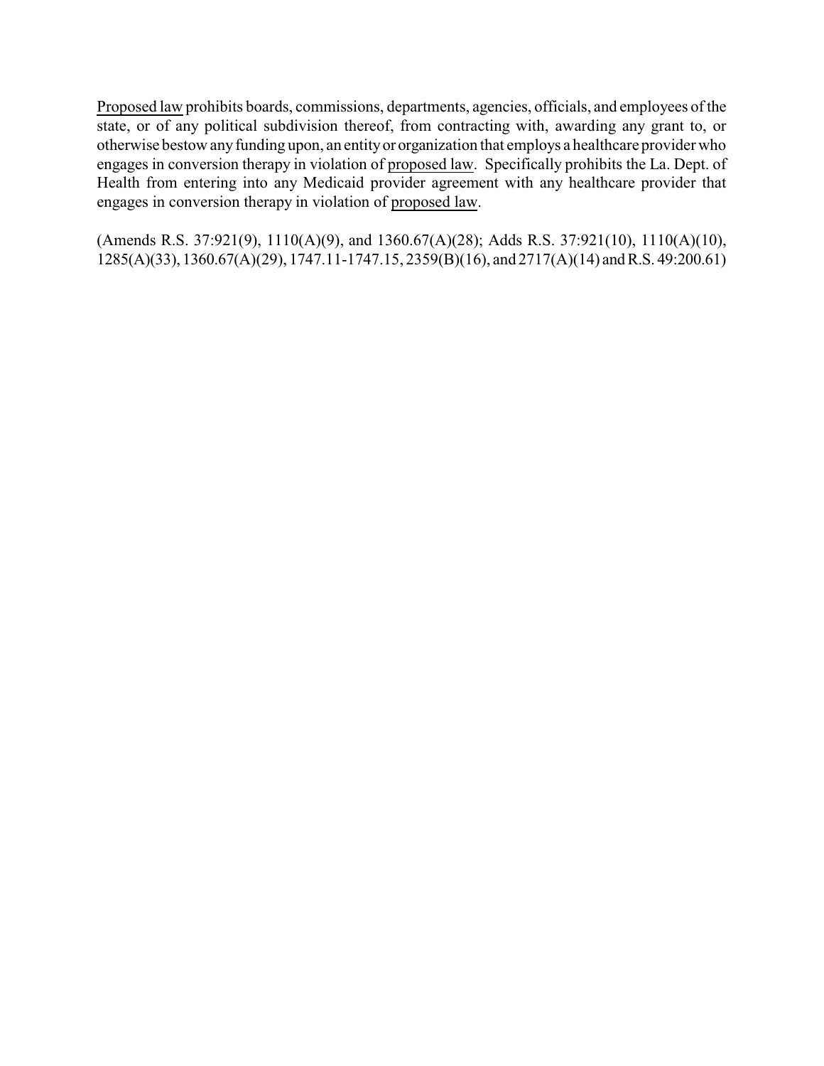Proposed law prohibits boards, commissions, departments, agencies, officials, and employees of the state, or of any political subdivision thereof, from contracting with, awarding any grant to, or otherwise bestow any funding upon, an entity or organization that employs a healthcare provider who engages in conversion therapy in violation of proposed law. Specifically prohibits the La. Dept. of Health from entering into any Medicaid provider agreement with any healthcare provider that engages in conversion therapy in violation of proposed law.

(Amends R.S. 37:921(9), 1110(A)(9), and 1360.67(A)(28); Adds R.S. 37:921(10), 1110(A)(10), 1285(A)(33), 1360.67(A)(29), 1747.11-1747.15, 2359(B)(16), and 2717(A)(14) and R.S. 49:200.61)